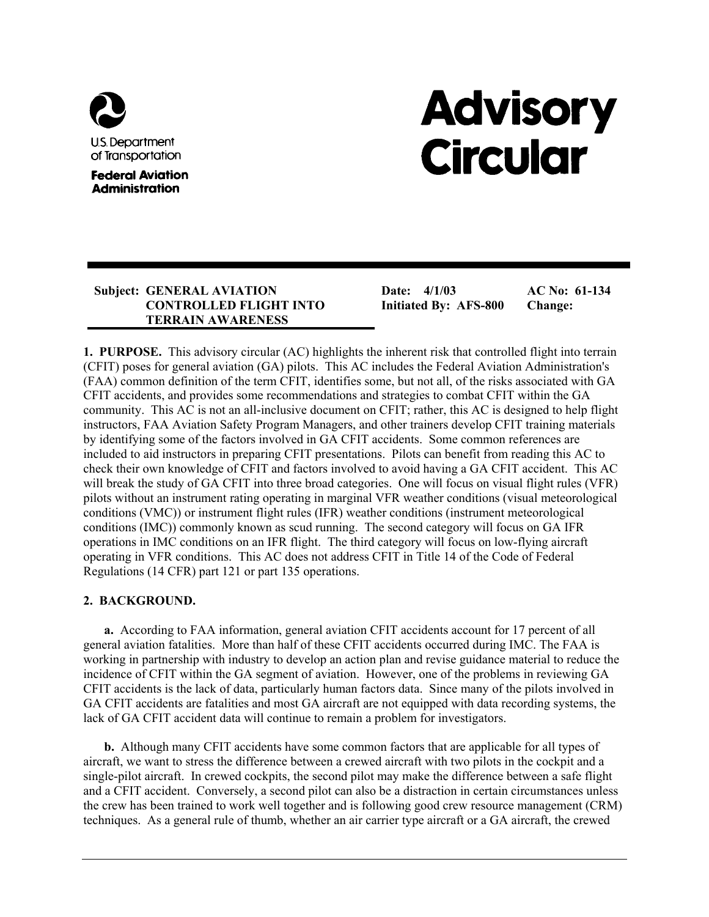U.S. Department of Transportation

**Federal Aviation Administration**

# Advisory Circular

**Subject: GENERAL AVIATION CONTROLLED FLIGHT INTO TERRAIN AWARENESS**

**Date: 4/1/03**
**Initiated By: AFS-800**
**AC No: 61-134**
**Change:**

**1. PURPOSE.** This advisory circular (AC) highlights the inherent risk that controlled flight into terrain (CFIT) poses for general aviation (GA) pilots. This AC includes the Federal Aviation Administration's (FAA) common definition of the term CFIT, identifies some, but not all, of the risks associated with GA CFIT accidents, and provides some recommendations and strategies to combat CFIT within the GA community. This AC is not an all-inclusive document on CFIT; rather, this AC is designed to help flight instructors, FAA Aviation Safety Program Managers, and other trainers develop CFIT training materials by identifying some of the factors involved in GA CFIT accidents. Some common references are included to aid instructors in preparing CFIT presentations. Pilots can benefit from reading this AC to check their own knowledge of CFIT and factors involved to avoid having a GA CFIT accident. This AC will break the study of GA CFIT into three broad categories. One will focus on visual flight rules (VFR) pilots without an instrument rating operating in marginal VFR weather conditions (visual meteorological conditions (VMC)) or instrument flight rules (IFR) weather conditions (instrument meteorological conditions (IMC)) commonly known as scud running. The second category will focus on GA IFR operations in IMC conditions on an IFR flight. The third category will focus on low-flying aircraft operating in VFR conditions. This AC does not address CFIT in Title 14 of the Code of Federal Regulations (14 CFR) part 121 or part 135 operations.

**2. BACKGROUND.**

**a.** According to FAA information, general aviation CFIT accidents account for 17 percent of all general aviation fatalities. More than half of these CFIT accidents occurred during IMC. The FAA is working in partnership with industry to develop an action plan and revise guidance material to reduce the incidence of CFIT within the GA segment of aviation. However, one of the problems in reviewing GA CFIT accidents is the lack of data, particularly human factors data. Since many of the pilots involved in GA CFIT accidents are fatalities and most GA aircraft are not equipped with data recording systems, the lack of GA CFIT accident data will continue to remain a problem for investigators.

**b.** Although many CFIT accidents have some common factors that are applicable for all types of aircraft, we want to stress the difference between a crewed aircraft with two pilots in the cockpit and a single-pilot aircraft. In crewed cockpits, the second pilot may make the difference between a safe flight and a CFIT accident. Conversely, a second pilot can also be a distraction in certain circumstances unless the crew has been trained to work well together and is following good crew resource management (CRM) techniques. As a general rule of thumb, whether an air carrier type aircraft or a GA aircraft, the crewed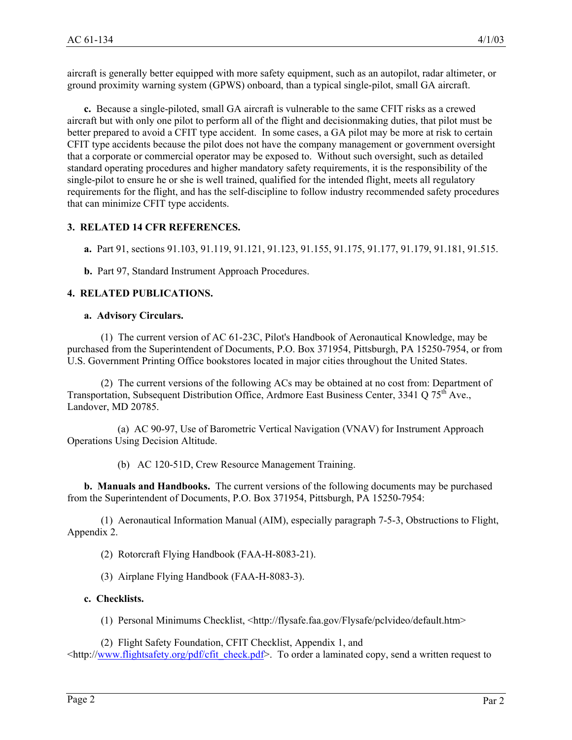aircraft is generally better equipped with more safety equipment, such as an autopilot, radar altimeter, or ground proximity warning system (GPWS) onboard, than a typical single-pilot, small GA aircraft.

**c.** Because a single-piloted, small GA aircraft is vulnerable to the same CFIT risks as a crewed aircraft but with only one pilot to perform all of the flight and decisionmaking duties, that pilot must be better prepared to avoid a CFIT type accident. In some cases, a GA pilot may be more at risk to certain CFIT type accidents because the pilot does not have the company management or government oversight that a corporate or commercial operator may be exposed to. Without such oversight, such as detailed standard operating procedures and higher mandatory safety requirements, it is the responsibility of the single-pilot to ensure he or she is well trained, qualified for the intended flight, meets all regulatory requirements for the flight, and has the self-discipline to follow industry recommended safety procedures that can minimize CFIT type accidents.

**3. RELATED 14 CFR REFERENCES.**

**a.** Part 91, sections 91.103, 91.119, 91.121, 91.123, 91.155, 91.175, 91.177, 91.179, 91.181, 91.515.

**b.** Part 97, Standard Instrument Approach Procedures.

**4. RELATED PUBLICATIONS.**

**a. Advisory Circulars.**

(1) The current version of AC 61-23C, Pilot's Handbook of Aeronautical Knowledge, may be purchased from the Superintendent of Documents, P.O. Box 371954, Pittsburgh, PA 15250-7954, or from U.S. Government Printing Office bookstores located in major cities throughout the United States.

(2) The current versions of the following ACs may be obtained at no cost from: Department of Transportation, Subsequent Distribution Office, Ardmore East Business Center, 3341 Q 75th Ave., Landover, MD 20785.

(a) AC 90-97, Use of Barometric Vertical Navigation (VNAV) for Instrument Approach Operations Using Decision Altitude.

(b) AC 120-51D, Crew Resource Management Training.

**b. Manuals and Handbooks.** The current versions of the following documents may be purchased from the Superintendent of Documents, P.O. Box 371954, Pittsburgh, PA 15250-7954:

(1) Aeronautical Information Manual (AIM), especially paragraph 7-5-3, Obstructions to Flight, Appendix 2.

(2) Rotorcraft Flying Handbook (FAA-H-8083-21).

(3) Airplane Flying Handbook (FAA-H-8083-3).

**c. Checklists.**

(1) Personal Minimums Checklist, <http://flysafe.faa.gov/Flysafe/pclvideo/default.htm>

(2) Flight Safety Foundation, CFIT Checklist, Appendix 1, and <http://www.flightsafety.org/pdf/cfit_check.pdf>. To order a laminated copy, send a written request to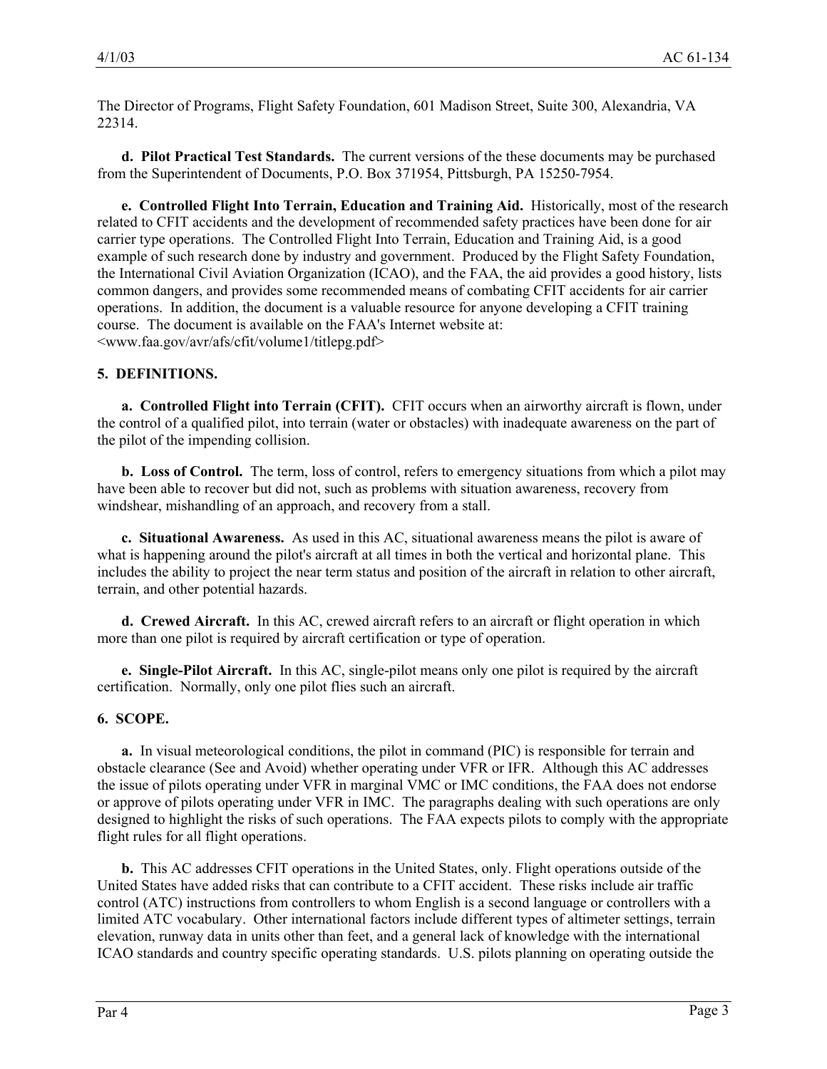The Director of Programs, Flight Safety Foundation, 601 Madison Street, Suite 300, Alexandria, VA 22314.

**d. Pilot Practical Test Standards.** The current versions of the these documents may be purchased from the Superintendent of Documents, P.O. Box 371954, Pittsburgh, PA 15250-7954.

**e. Controlled Flight Into Terrain, Education and Training Aid.** Historically, most of the research related to CFIT accidents and the development of recommended safety practices have been done for air carrier type operations. The Controlled Flight Into Terrain, Education and Training Aid, is a good example of such research done by industry and government. Produced by the Flight Safety Foundation, the International Civil Aviation Organization (ICAO), and the FAA, the aid provides a good history, lists common dangers, and provides some recommended means of combating CFIT accidents for air carrier operations. In addition, the document is a valuable resource for anyone developing a CFIT training course. The document is available on the FAA's Internet website at: <www.faa.gov/avr/afs/cfit/volume1/titlepg.pdf>

## 5. DEFINITIONS.

**a. Controlled Flight into Terrain (CFIT).** CFIT occurs when an airworthy aircraft is flown, under the control of a qualified pilot, into terrain (water or obstacles) with inadequate awareness on the part of the pilot of the impending collision.

**b. Loss of Control.** The term, loss of control, refers to emergency situations from which a pilot may have been able to recover but did not, such as problems with situation awareness, recovery from windshear, mishandling of an approach, and recovery from a stall.

**c. Situational Awareness.** As used in this AC, situational awareness means the pilot is aware of what is happening around the pilot's aircraft at all times in both the vertical and horizontal plane. This includes the ability to project the near term status and position of the aircraft in relation to other aircraft, terrain, and other potential hazards.

**d. Crewed Aircraft.** In this AC, crewed aircraft refers to an aircraft or flight operation in which more than one pilot is required by aircraft certification or type of operation.

**e. Single-Pilot Aircraft.** In this AC, single-pilot means only one pilot is required by the aircraft certification. Normally, only one pilot flies such an aircraft.

## 6. SCOPE.

**a.** In visual meteorological conditions, the pilot in command (PIC) is responsible for terrain and obstacle clearance (See and Avoid) whether operating under VFR or IFR. Although this AC addresses the issue of pilots operating under VFR in marginal VMC or IMC conditions, the FAA does not endorse or approve of pilots operating under VFR in IMC. The paragraphs dealing with such operations are only designed to highlight the risks of such operations. The FAA expects pilots to comply with the appropriate flight rules for all flight operations.

**b.** This AC addresses CFIT operations in the United States, only. Flight operations outside of the United States have added risks that can contribute to a CFIT accident. These risks include air traffic control (ATC) instructions from controllers to whom English is a second language or controllers with a limited ATC vocabulary. Other international factors include different types of altimeter settings, terrain elevation, runway data in units other than feet, and a general lack of knowledge with the international ICAO standards and country specific operating standards. U.S. pilots planning on operating outside the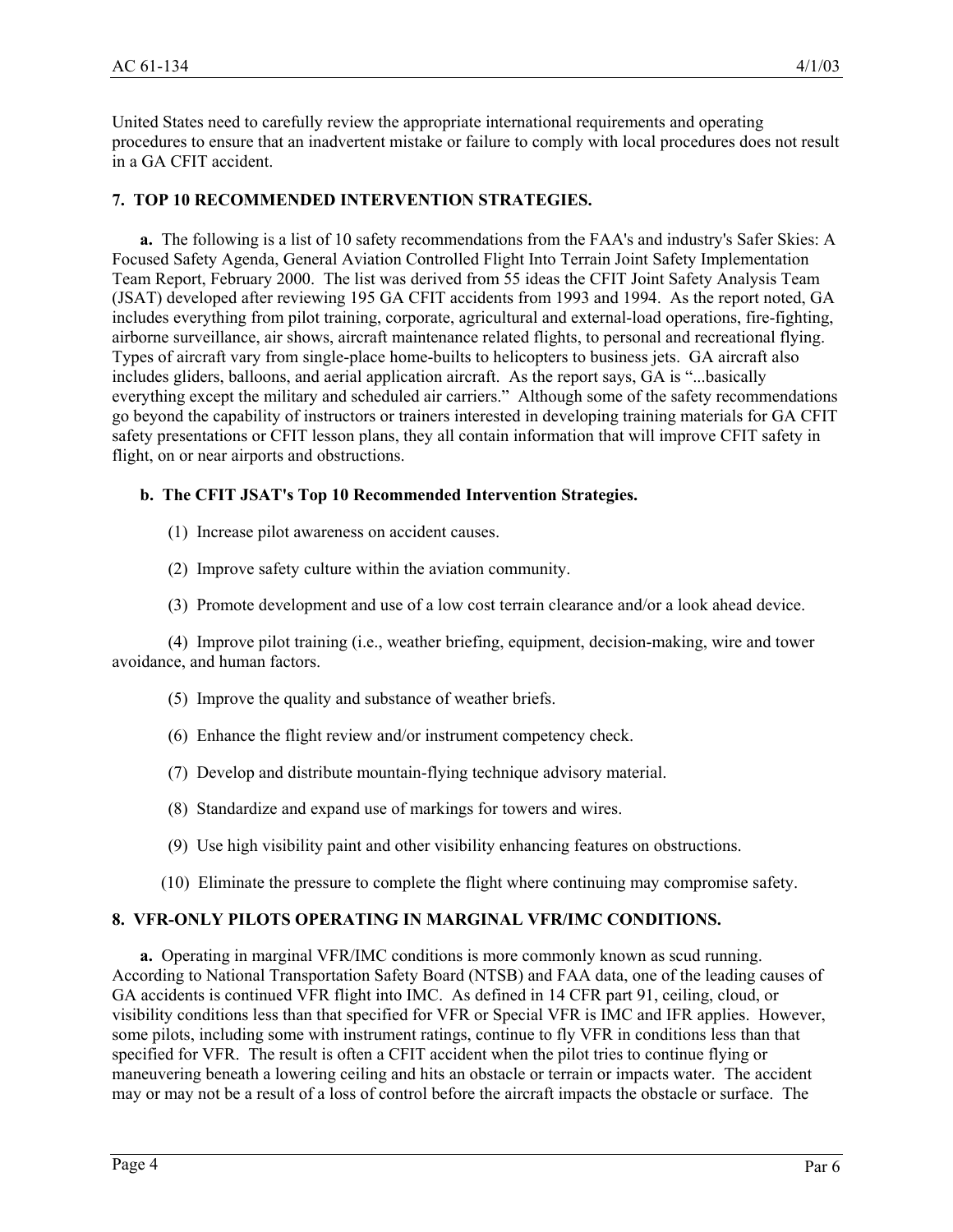United States need to carefully review the appropriate international requirements and operating procedures to ensure that an inadvertent mistake or failure to comply with local procedures does not result in a GA CFIT accident.

## 7. TOP 10 RECOMMENDED INTERVENTION STRATEGIES.

**a.** The following is a list of 10 safety recommendations from the FAA's and industry's Safer Skies: A Focused Safety Agenda, General Aviation Controlled Flight Into Terrain Joint Safety Implementation Team Report, February 2000. The list was derived from 55 ideas the CFIT Joint Safety Analysis Team (JSAT) developed after reviewing 195 GA CFIT accidents from 1993 and 1994. As the report noted, GA includes everything from pilot training, corporate, agricultural and external-load operations, fire-fighting, airborne surveillance, air shows, aircraft maintenance related flights, to personal and recreational flying. Types of aircraft vary from single-place home-builts to helicopters to business jets. GA aircraft also includes gliders, balloons, and aerial application aircraft. As the report says, GA is "...basically everything except the military and scheduled air carriers." Although some of the safety recommendations go beyond the capability of instructors or trainers interested in developing training materials for GA CFIT safety presentations or CFIT lesson plans, they all contain information that will improve CFIT safety in flight, on or near airports and obstructions.

**b. The CFIT JSAT's Top 10 Recommended Intervention Strategies.**

(1) Increase pilot awareness on accident causes.

(2) Improve safety culture within the aviation community.

(3) Promote development and use of a low cost terrain clearance and/or a look ahead device.

(4) Improve pilot training (i.e., weather briefing, equipment, decision-making, wire and tower avoidance, and human factors.

(5) Improve the quality and substance of weather briefs.

(6) Enhance the flight review and/or instrument competency check.

(7) Develop and distribute mountain-flying technique advisory material.

(8) Standardize and expand use of markings for towers and wires.

(9) Use high visibility paint and other visibility enhancing features on obstructions.

(10) Eliminate the pressure to complete the flight where continuing may compromise safety.

## 8. VFR-ONLY PILOTS OPERATING IN MARGINAL VFR/IMC CONDITIONS.

**a.** Operating in marginal VFR/IMC conditions is more commonly known as scud running. According to National Transportation Safety Board (NTSB) and FAA data, one of the leading causes of GA accidents is continued VFR flight into IMC. As defined in 14 CFR part 91, ceiling, cloud, or visibility conditions less than that specified for VFR or Special VFR is IMC and IFR applies. However, some pilots, including some with instrument ratings, continue to fly VFR in conditions less than that specified for VFR. The result is often a CFIT accident when the pilot tries to continue flying or maneuvering beneath a lowering ceiling and hits an obstacle or terrain or impacts water. The accident may or may not be a result of a loss of control before the aircraft impacts the obstacle or surface. The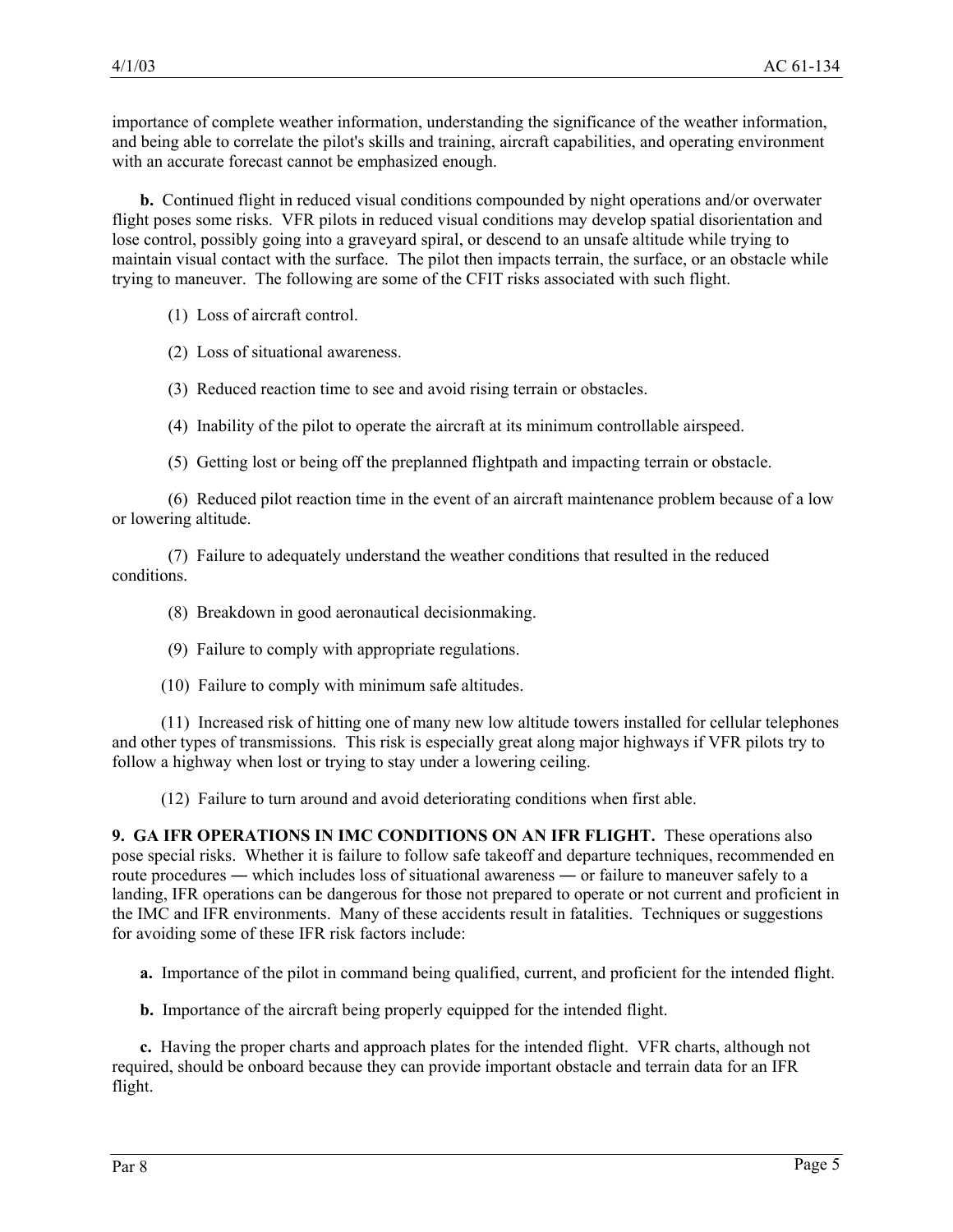importance of complete weather information, understanding the significance of the weather information, and being able to correlate the pilot's skills and training, aircraft capabilities, and operating environment with an accurate forecast cannot be emphasized enough.

**b.** Continued flight in reduced visual conditions compounded by night operations and/or overwater flight poses some risks. VFR pilots in reduced visual conditions may develop spatial disorientation and lose control, possibly going into a graveyard spiral, or descend to an unsafe altitude while trying to maintain visual contact with the surface. The pilot then impacts terrain, the surface, or an obstacle while trying to maneuver. The following are some of the CFIT risks associated with such flight.

(1) Loss of aircraft control.

(2) Loss of situational awareness.

(3) Reduced reaction time to see and avoid rising terrain or obstacles.

(4) Inability of the pilot to operate the aircraft at its minimum controllable airspeed.

(5) Getting lost or being off the preplanned flightpath and impacting terrain or obstacle.

(6) Reduced pilot reaction time in the event of an aircraft maintenance problem because of a low or lowering altitude.

(7) Failure to adequately understand the weather conditions that resulted in the reduced conditions.

(8) Breakdown in good aeronautical decisionmaking.

(9) Failure to comply with appropriate regulations.

(10) Failure to comply with minimum safe altitudes.

(11) Increased risk of hitting one of many new low altitude towers installed for cellular telephones and other types of transmissions. This risk is especially great along major highways if VFR pilots try to follow a highway when lost or trying to stay under a lowering ceiling.

(12) Failure to turn around and avoid deteriorating conditions when first able.

**9. GA IFR OPERATIONS IN IMC CONDITIONS ON AN IFR FLIGHT.** These operations also pose special risks. Whether it is failure to follow safe takeoff and departure techniques, recommended en route procedures ― which includes loss of situational awareness ― or failure to maneuver safely to a landing, IFR operations can be dangerous for those not prepared to operate or not current and proficient in the IMC and IFR environments. Many of these accidents result in fatalities. Techniques or suggestions for avoiding some of these IFR risk factors include:

**a.** Importance of the pilot in command being qualified, current, and proficient for the intended flight.

**b.** Importance of the aircraft being properly equipped for the intended flight.

**c.** Having the proper charts and approach plates for the intended flight. VFR charts, although not required, should be onboard because they can provide important obstacle and terrain data for an IFR flight.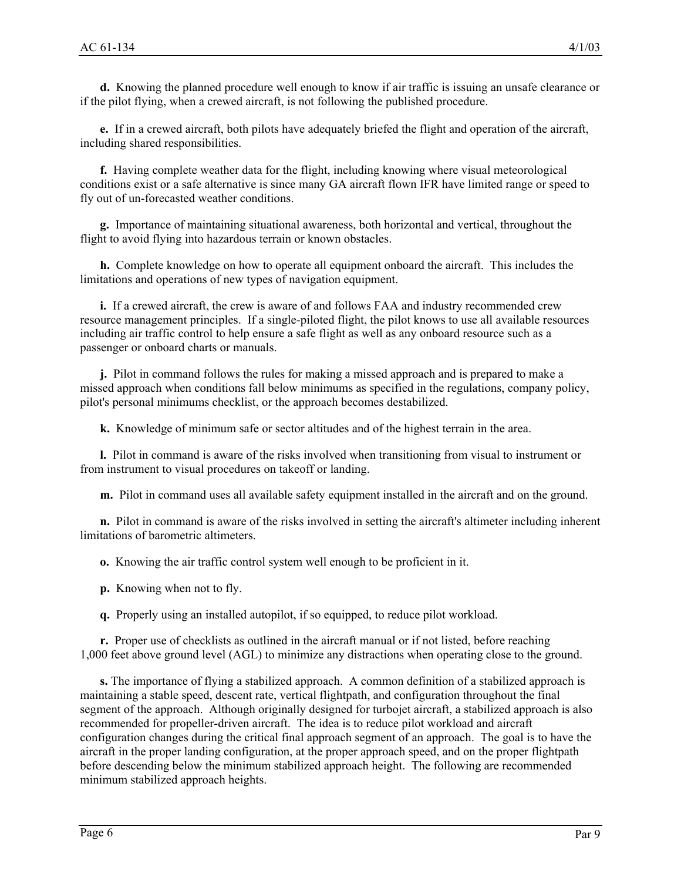**d.** Knowing the planned procedure well enough to know if air traffic is issuing an unsafe clearance or if the pilot flying, when a crewed aircraft, is not following the published procedure.

**e.** If in a crewed aircraft, both pilots have adequately briefed the flight and operation of the aircraft, including shared responsibilities.

**f.** Having complete weather data for the flight, including knowing where visual meteorological conditions exist or a safe alternative is since many GA aircraft flown IFR have limited range or speed to fly out of un-forecasted weather conditions.

**g.** Importance of maintaining situational awareness, both horizontal and vertical, throughout the flight to avoid flying into hazardous terrain or known obstacles.

**h.** Complete knowledge on how to operate all equipment onboard the aircraft. This includes the limitations and operations of new types of navigation equipment.

**i.** If a crewed aircraft, the crew is aware of and follows FAA and industry recommended crew resource management principles. If a single-piloted flight, the pilot knows to use all available resources including air traffic control to help ensure a safe flight as well as any onboard resource such as a passenger or onboard charts or manuals.

**j.** Pilot in command follows the rules for making a missed approach and is prepared to make a missed approach when conditions fall below minimums as specified in the regulations, company policy, pilot's personal minimums checklist, or the approach becomes destabilized.

**k.** Knowledge of minimum safe or sector altitudes and of the highest terrain in the area.

**l.** Pilot in command is aware of the risks involved when transitioning from visual to instrument or from instrument to visual procedures on takeoff or landing.

**m.** Pilot in command uses all available safety equipment installed in the aircraft and on the ground.

**n.** Pilot in command is aware of the risks involved in setting the aircraft's altimeter including inherent limitations of barometric altimeters.

**o.** Knowing the air traffic control system well enough to be proficient in it.

**p.** Knowing when not to fly.

**q.** Properly using an installed autopilot, if so equipped, to reduce pilot workload.

**r.** Proper use of checklists as outlined in the aircraft manual or if not listed, before reaching 1,000 feet above ground level (AGL) to minimize any distractions when operating close to the ground.

**s.** The importance of flying a stabilized approach. A common definition of a stabilized approach is maintaining a stable speed, descent rate, vertical flightpath, and configuration throughout the final segment of the approach. Although originally designed for turbojet aircraft, a stabilized approach is also recommended for propeller-driven aircraft. The idea is to reduce pilot workload and aircraft configuration changes during the critical final approach segment of an approach. The goal is to have the aircraft in the proper landing configuration, at the proper approach speed, and on the proper flightpath before descending below the minimum stabilized approach height. The following are recommended minimum stabilized approach heights.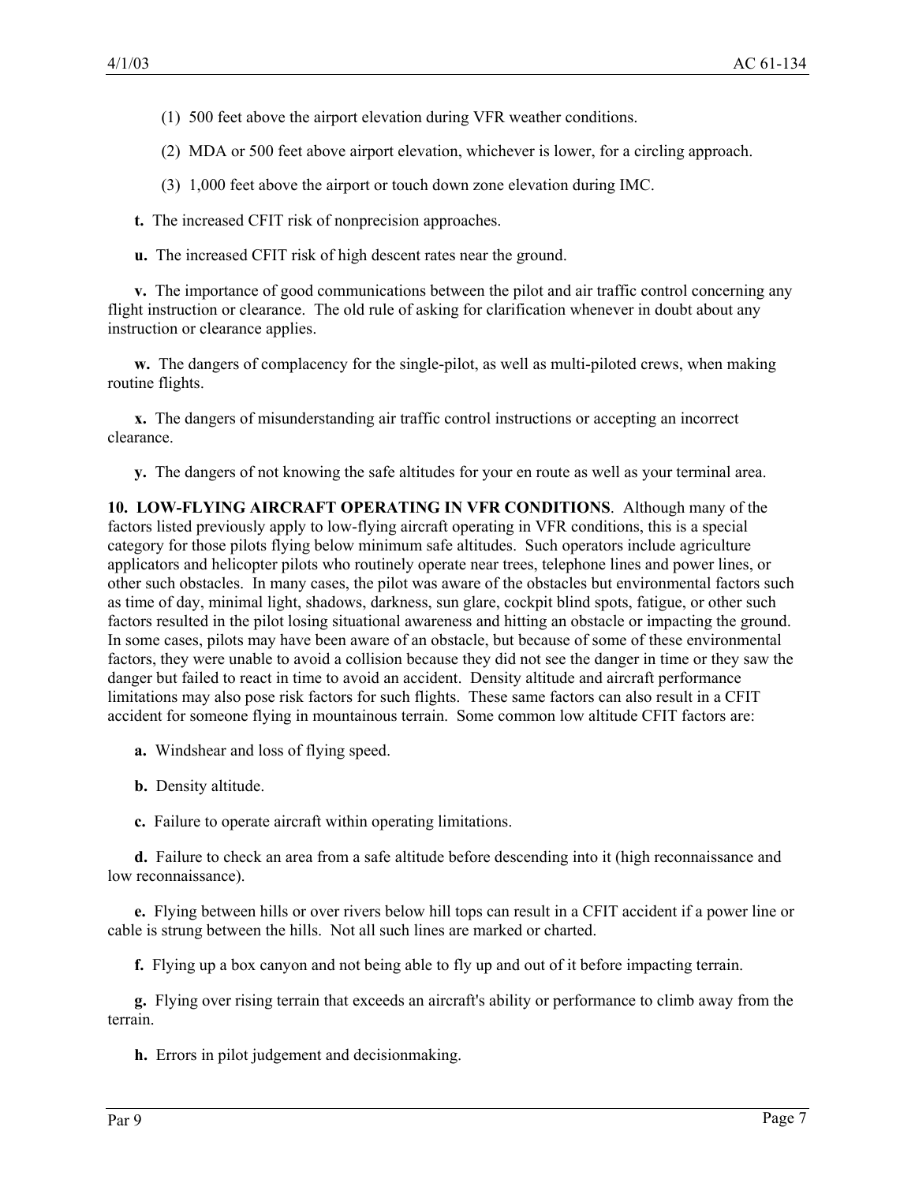(1) 500 feet above the airport elevation during VFR weather conditions.

(2) MDA or 500 feet above airport elevation, whichever is lower, for a circling approach.

(3) 1,000 feet above the airport or touch down zone elevation during IMC.

**t.** The increased CFIT risk of nonprecision approaches.

**u.** The increased CFIT risk of high descent rates near the ground.

**v.** The importance of good communications between the pilot and air traffic control concerning any flight instruction or clearance. The old rule of asking for clarification whenever in doubt about any instruction or clearance applies.

**w.** The dangers of complacency for the single-pilot, as well as multi-piloted crews, when making routine flights.

**x.** The dangers of misunderstanding air traffic control instructions or accepting an incorrect clearance.

**y.** The dangers of not knowing the safe altitudes for your en route as well as your terminal area.

**10. LOW-FLYING AIRCRAFT OPERATING IN VFR CONDITIONS**. Although many of the factors listed previously apply to low-flying aircraft operating in VFR conditions, this is a special category for those pilots flying below minimum safe altitudes. Such operators include agriculture applicators and helicopter pilots who routinely operate near trees, telephone lines and power lines, or other such obstacles. In many cases, the pilot was aware of the obstacles but environmental factors such as time of day, minimal light, shadows, darkness, sun glare, cockpit blind spots, fatigue, or other such factors resulted in the pilot losing situational awareness and hitting an obstacle or impacting the ground. In some cases, pilots may have been aware of an obstacle, but because of some of these environmental factors, they were unable to avoid a collision because they did not see the danger in time or they saw the danger but failed to react in time to avoid an accident. Density altitude and aircraft performance limitations may also pose risk factors for such flights. These same factors can also result in a CFIT accident for someone flying in mountainous terrain. Some common low altitude CFIT factors are:

**a.** Windshear and loss of flying speed.

**b.** Density altitude.

**c.** Failure to operate aircraft within operating limitations.

**d.** Failure to check an area from a safe altitude before descending into it (high reconnaissance and low reconnaissance).

**e.** Flying between hills or over rivers below hill tops can result in a CFIT accident if a power line or cable is strung between the hills. Not all such lines are marked or charted.

**f.** Flying up a box canyon and not being able to fly up and out of it before impacting terrain.

**g.** Flying over rising terrain that exceeds an aircraft's ability or performance to climb away from the terrain.

**h.** Errors in pilot judgement and decisionmaking.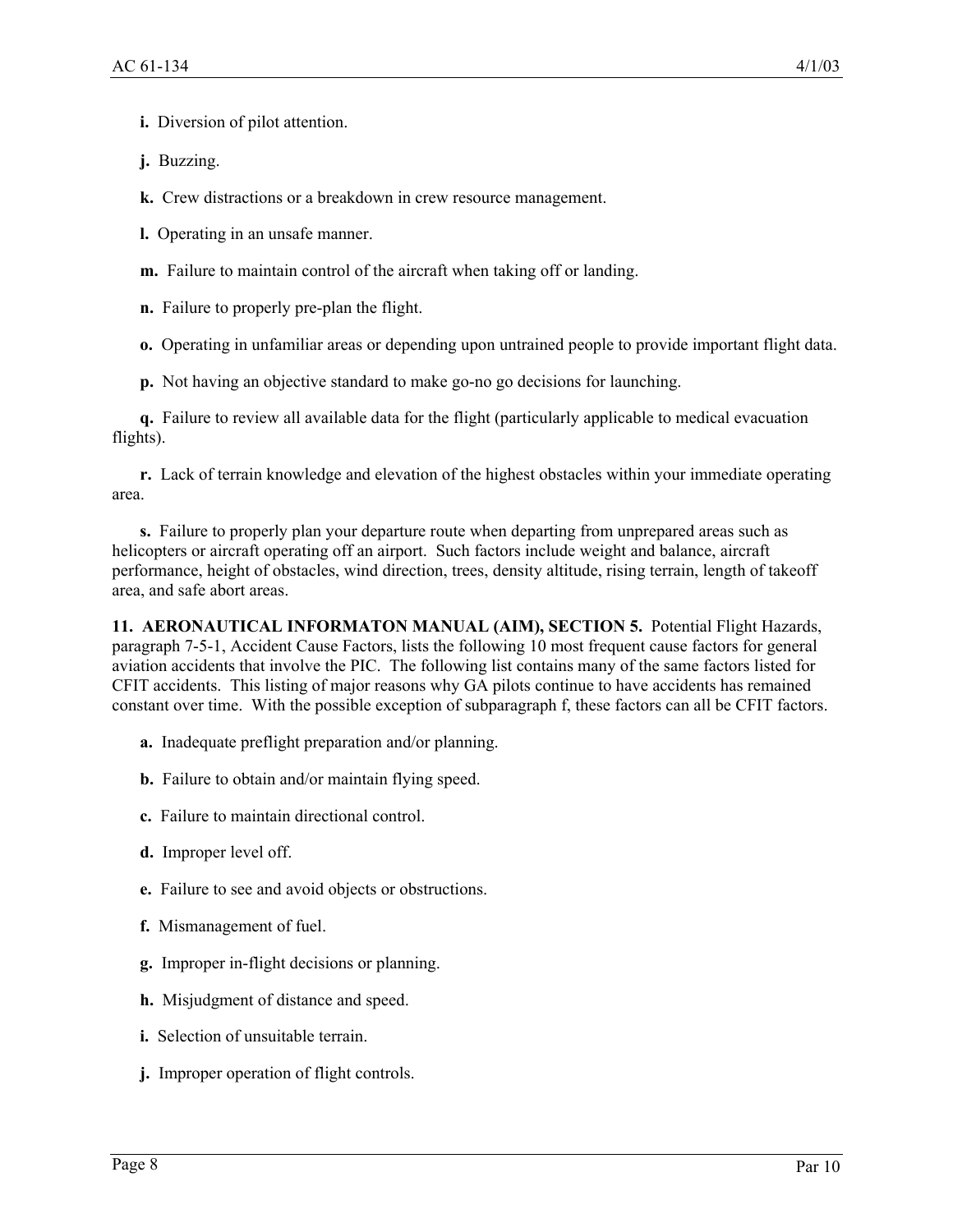**i.** Diversion of pilot attention.

**j.** Buzzing.

**k.** Crew distractions or a breakdown in crew resource management.

**l.** Operating in an unsafe manner.

**m.** Failure to maintain control of the aircraft when taking off or landing.

**n.** Failure to properly pre-plan the flight.

**o.** Operating in unfamiliar areas or depending upon untrained people to provide important flight data.

**p.** Not having an objective standard to make go-no go decisions for launching.

**q.** Failure to review all available data for the flight (particularly applicable to medical evacuation flights).

**r.** Lack of terrain knowledge and elevation of the highest obstacles within your immediate operating area.

**s.** Failure to properly plan your departure route when departing from unprepared areas such as helicopters or aircraft operating off an airport. Such factors include weight and balance, aircraft performance, height of obstacles, wind direction, trees, density altitude, rising terrain, length of takeoff area, and safe abort areas.

**11. AERONAUTICAL INFORMATON MANUAL (AIM), SECTION 5.** Potential Flight Hazards, paragraph 7-5-1, Accident Cause Factors, lists the following 10 most frequent cause factors for general aviation accidents that involve the PIC. The following list contains many of the same factors listed for CFIT accidents. This listing of major reasons why GA pilots continue to have accidents has remained constant over time. With the possible exception of subparagraph f, these factors can all be CFIT factors.

**a.** Inadequate preflight preparation and/or planning.

**b.** Failure to obtain and/or maintain flying speed.

**c.** Failure to maintain directional control.

**d.** Improper level off.

**e.** Failure to see and avoid objects or obstructions.

**f.** Mismanagement of fuel.

**g.** Improper in-flight decisions or planning.

**h.** Misjudgment of distance and speed.

**i.** Selection of unsuitable terrain.

**j.** Improper operation of flight controls.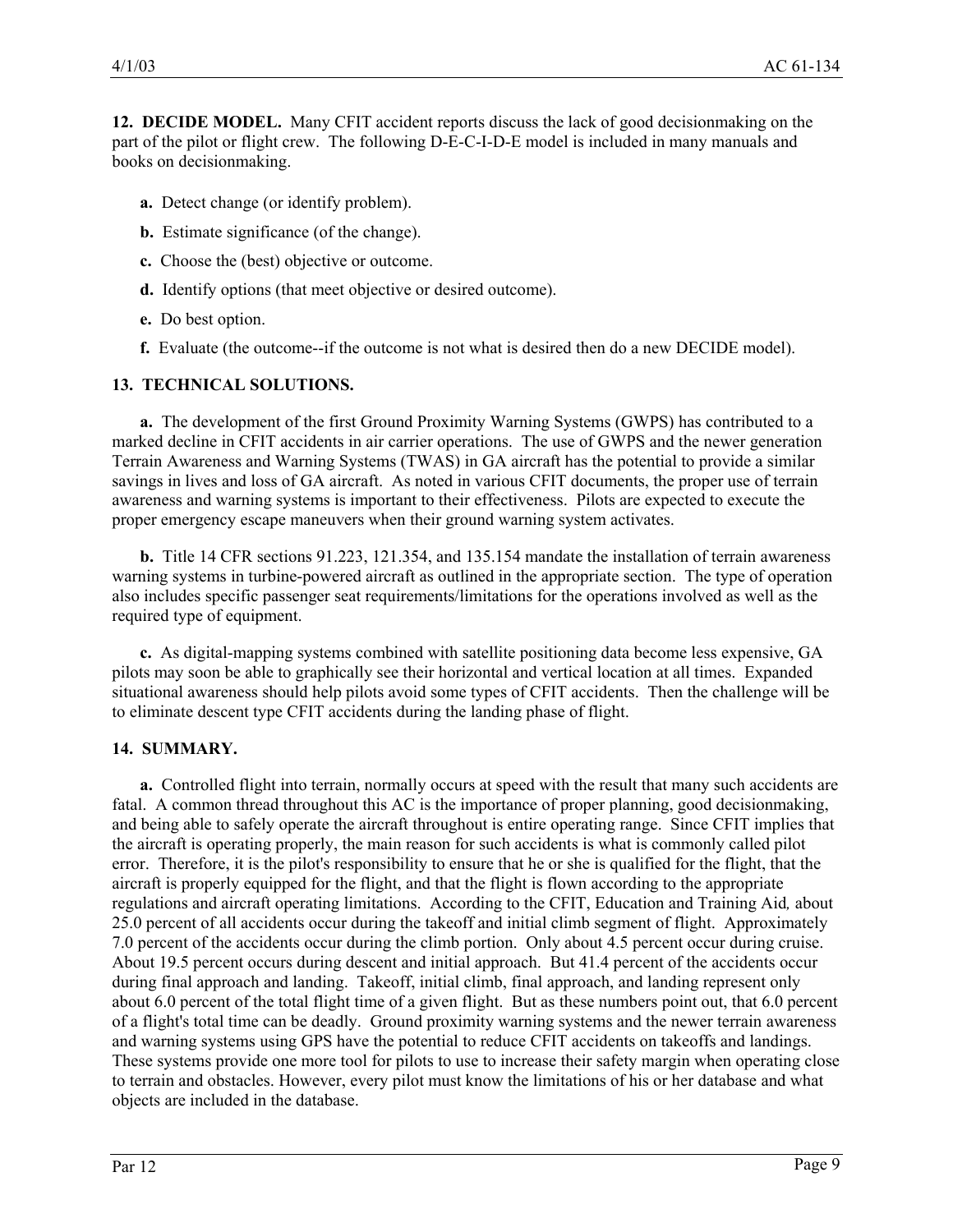**12. DECIDE MODEL.** Many CFIT accident reports discuss the lack of good decisionmaking on the part of the pilot or flight crew. The following D-E-C-I-D-E model is included in many manuals and books on decisionmaking.

**a.** Detect change (or identify problem).

**b.** Estimate significance (of the change).

**c.** Choose the (best) objective or outcome.

**d.** Identify options (that meet objective or desired outcome).

**e.** Do best option.

**f.** Evaluate (the outcome--if the outcome is not what is desired then do a new DECIDE model).

**13. TECHNICAL SOLUTIONS.**

**a.** The development of the first Ground Proximity Warning Systems (GWPS) has contributed to a marked decline in CFIT accidents in air carrier operations. The use of GWPS and the newer generation Terrain Awareness and Warning Systems (TWAS) in GA aircraft has the potential to provide a similar savings in lives and loss of GA aircraft. As noted in various CFIT documents, the proper use of terrain awareness and warning systems is important to their effectiveness. Pilots are expected to execute the proper emergency escape maneuvers when their ground warning system activates.

**b.** Title 14 CFR sections 91.223, 121.354, and 135.154 mandate the installation of terrain awareness warning systems in turbine-powered aircraft as outlined in the appropriate section. The type of operation also includes specific passenger seat requirements/limitations for the operations involved as well as the required type of equipment.

**c.** As digital-mapping systems combined with satellite positioning data become less expensive, GA pilots may soon be able to graphically see their horizontal and vertical location at all times. Expanded situational awareness should help pilots avoid some types of CFIT accidents. Then the challenge will be to eliminate descent type CFIT accidents during the landing phase of flight.

**14. SUMMARY.**

**a.** Controlled flight into terrain, normally occurs at speed with the result that many such accidents are fatal. A common thread throughout this AC is the importance of proper planning, good decisionmaking, and being able to safely operate the aircraft throughout is entire operating range. Since CFIT implies that the aircraft is operating properly, the main reason for such accidents is what is commonly called pilot error. Therefore, it is the pilot's responsibility to ensure that he or she is qualified for the flight, that the aircraft is properly equipped for the flight, and that the flight is flown according to the appropriate regulations and aircraft operating limitations. According to the CFIT, Education and Training Aid*,* about 25.0 percent of all accidents occur during the takeoff and initial climb segment of flight. Approximately 7.0 percent of the accidents occur during the climb portion. Only about 4.5 percent occur during cruise. About 19.5 percent occurs during descent and initial approach. But 41.4 percent of the accidents occur during final approach and landing. Takeoff, initial climb, final approach, and landing represent only about 6.0 percent of the total flight time of a given flight. But as these numbers point out, that 6.0 percent of a flight's total time can be deadly. Ground proximity warning systems and the newer terrain awareness and warning systems using GPS have the potential to reduce CFIT accidents on takeoffs and landings. These systems provide one more tool for pilots to use to increase their safety margin when operating close to terrain and obstacles. However, every pilot must know the limitations of his or her database and what objects are included in the database.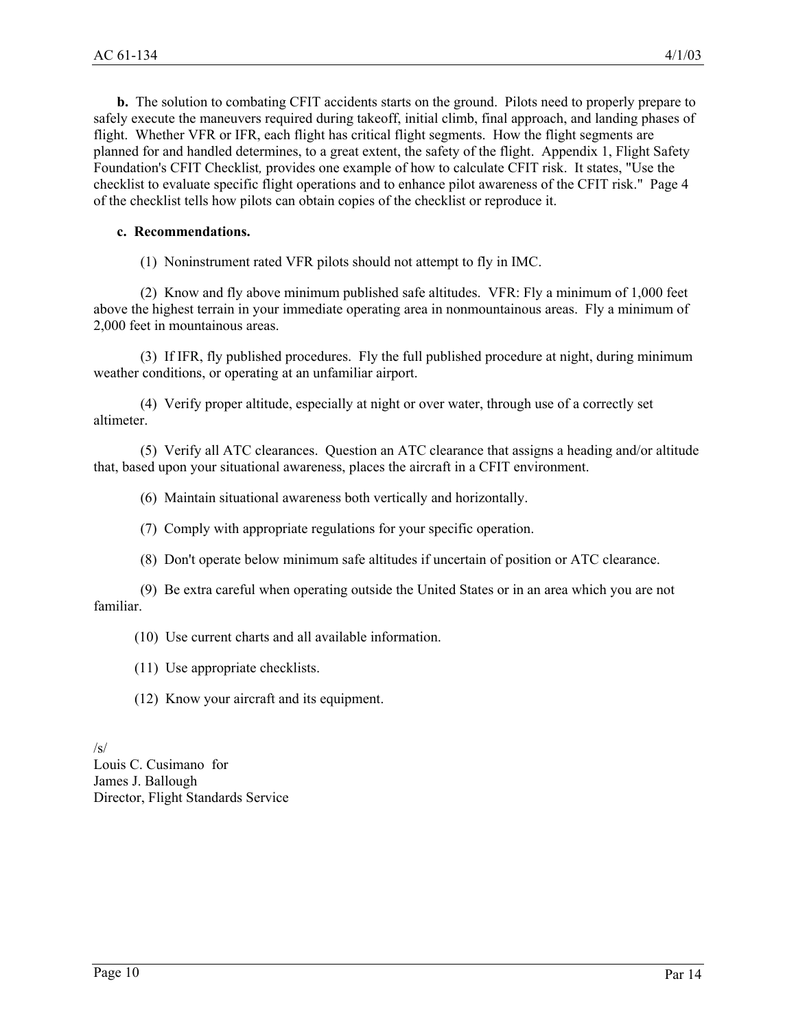**b.** The solution to combating CFIT accidents starts on the ground. Pilots need to properly prepare to safely execute the maneuvers required during takeoff, initial climb, final approach, and landing phases of flight. Whether VFR or IFR, each flight has critical flight segments. How the flight segments are planned for and handled determines, to a great extent, the safety of the flight. Appendix 1, Flight Safety Foundation's CFIT Checklist*,* provides one example of how to calculate CFIT risk. It states, "Use the checklist to evaluate specific flight operations and to enhance pilot awareness of the CFIT risk." Page 4 of the checklist tells how pilots can obtain copies of the checklist or reproduce it.

**c. Recommendations.**

(1) Noninstrument rated VFR pilots should not attempt to fly in IMC.

(2) Know and fly above minimum published safe altitudes. VFR: Fly a minimum of 1,000 feet above the highest terrain in your immediate operating area in nonmountainous areas. Fly a minimum of 2,000 feet in mountainous areas.

(3) If IFR, fly published procedures. Fly the full published procedure at night, during minimum weather conditions, or operating at an unfamiliar airport.

(4) Verify proper altitude, especially at night or over water, through use of a correctly set altimeter.

(5) Verify all ATC clearances. Question an ATC clearance that assigns a heading and/or altitude that, based upon your situational awareness, places the aircraft in a CFIT environment.

(6) Maintain situational awareness both vertically and horizontally.

(7) Comply with appropriate regulations for your specific operation.

(8) Don't operate below minimum safe altitudes if uncertain of position or ATC clearance.

(9) Be extra careful when operating outside the United States or in an area which you are not familiar.

(10) Use current charts and all available information.

(11) Use appropriate checklists.

(12) Know your aircraft and its equipment.

/s/
Louis C. Cusimano for
James J. Ballough
Director, Flight Standards Service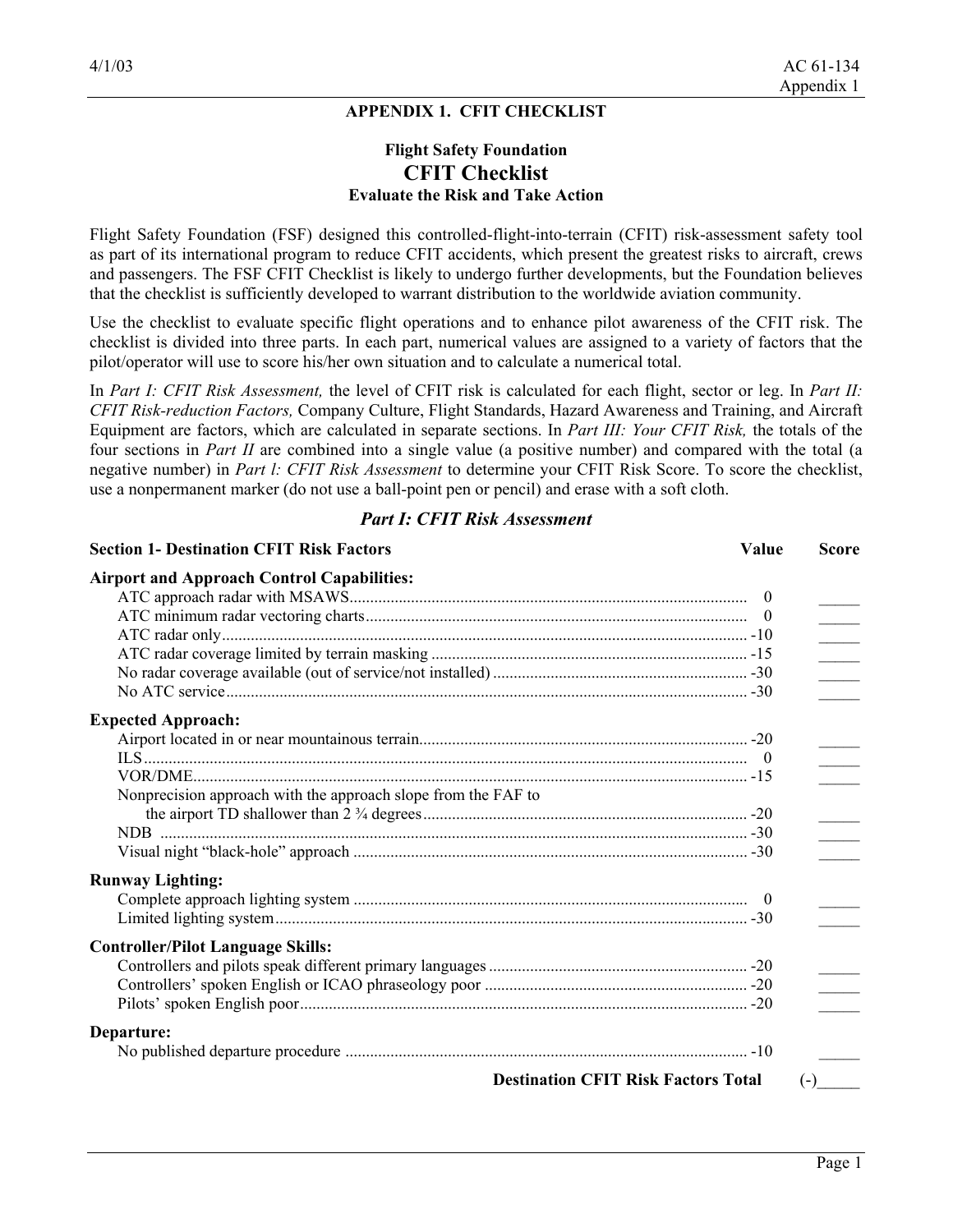## APPENDIX 1. CFIT CHECKLIST

### Flight Safety Foundation
# CFIT Checklist
### Evaluate the Risk and Take Action

Flight Safety Foundation (FSF) designed this controlled-flight-into-terrain (CFIT) risk-assessment safety tool as part of its international program to reduce CFIT accidents, which present the greatest risks to aircraft, crews and passengers. The FSF CFIT Checklist is likely to undergo further developments, but the Foundation believes that the checklist is sufficiently developed to warrant distribution to the worldwide aviation community.

Use the checklist to evaluate specific flight operations and to enhance pilot awareness of the CFIT risk. The checklist is divided into three parts. In each part, numerical values are assigned to a variety of factors that the pilot/operator will use to score his/her own situation and to calculate a numerical total.

In *Part I: CFIT Risk Assessment,* the level of CFIT risk is calculated for each flight, sector or leg. In *Part II: CFIT Risk-reduction Factors,* Company Culture, Flight Standards, Hazard Awareness and Training, and Aircraft Equipment are factors, which are calculated in separate sections. In *Part III: Your CFIT Risk,* the totals of the four sections in *Part II* are combined into a single value (a positive number) and compared with the total (a negative number) in *Part l: CFIT Risk Assessment* to determine your CFIT Risk Score. To score the checklist, use a nonpermanent marker (do not use a ball-point pen or pencil) and erase with a soft cloth.

## *Part I: CFIT Risk Assessment*

| **Section 1- Destination CFIT Risk Factors** | **Value** | **Score** |
|---|---|---|
| **Airport and Approach Control Capabilities:** | | |
| ATC approach radar with MSAWS | 0 | _____ |
| ATC minimum radar vectoring charts | 0 | _____ |
| ATC radar only | -10 | _____ |
| ATC radar coverage limited by terrain masking | -15 | _____ |
| No radar coverage available (out of service/not installed) | -30 | _____ |
| No ATC service | -30 | _____ |
| **Expected Approach:** | | |
| Airport located in or near mountainous terrain | -20 | _____ |
| ILS | 0 | _____ |
| VOR/DME | -15 | _____ |
| Nonprecision approach with the approach slope from the FAF to the airport TD shallower than 2 ¾ degrees | -20 | _____ |
| NDB | -30 | _____ |
| Visual night "black-hole" approach | -30 | _____ |
| **Runway Lighting:** | | |
| Complete approach lighting system | 0 | _____ |
| Limited lighting system | -30 | _____ |
| **Controller/Pilot Language Skills:** | | |
| Controllers and pilots speak different primary languages | -20 | _____ |
| Controllers' spoken English or ICAO phraseology poor | -20 | _____ |
| Pilots' spoken English poor | -20 | _____ |
| **Departure:** | | |
| No published departure procedure | -10 | _____ |
| **Destination CFIT Risk Factors Total** | | (-)_____ |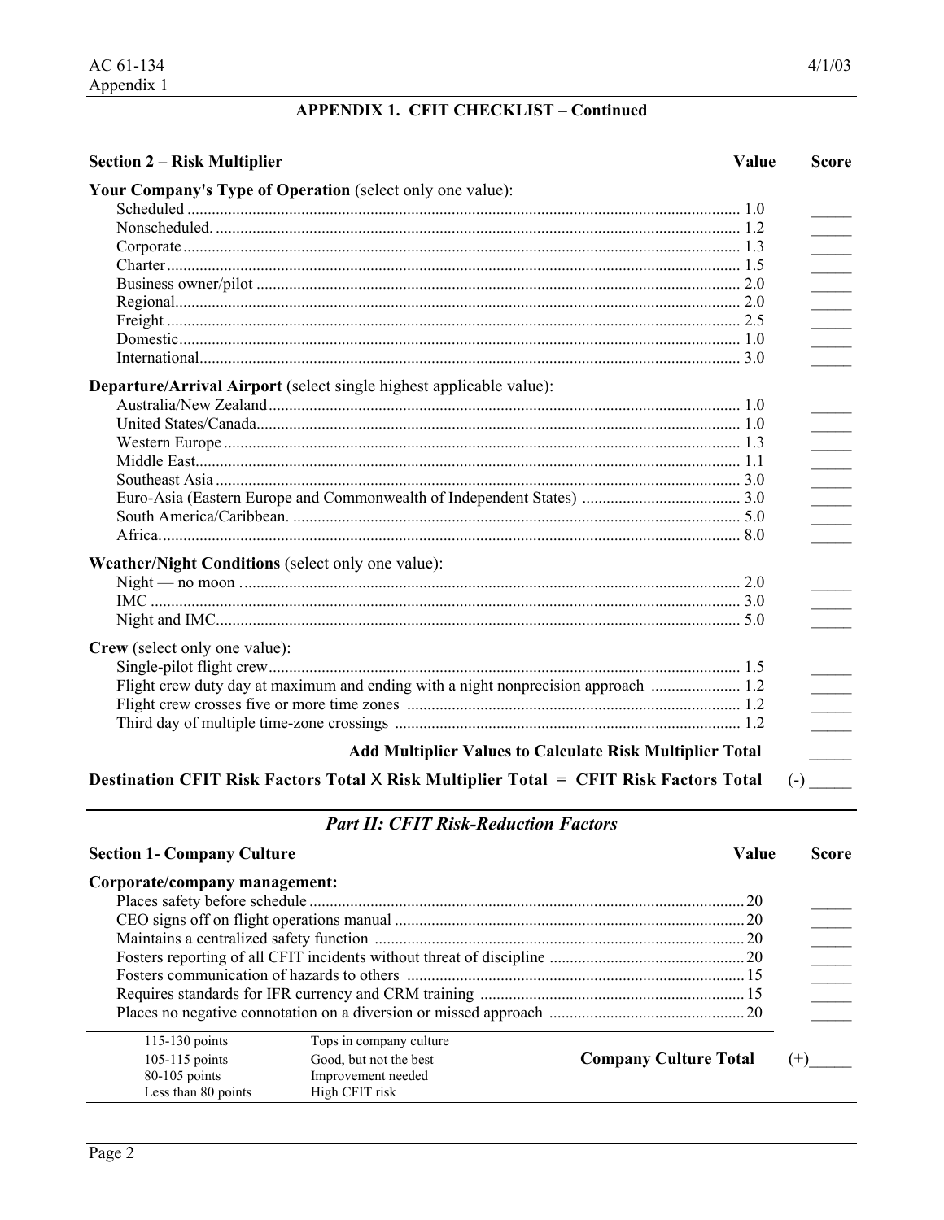## APPENDIX 1. CFIT CHECKLIST – Continued

| **Section 2 – Risk Multiplier** | **Value** | **Score** |
|---|---|---|
| **Your Company's Type of Operation** (select only one value): | | |
| Scheduled | 1.0 | _____ |
| Nonscheduled. | 1.2 | _____ |
| Corporate | 1.3 | _____ |
| Charter | 1.5 | _____ |
| Business owner/pilot | 2.0 | _____ |
| Regional | 2.0 | _____ |
| Freight | 2.5 | _____ |
| Domestic | 1.0 | _____ |
| International | 3.0 | _____ |
| **Departure/Arrival Airport** (select single highest applicable value): | | |
| Australia/New Zealand | 1.0 | _____ |
| United States/Canada | 1.0 | _____ |
| Western Europe | 1.3 | _____ |
| Middle East | 1.1 | _____ |
| Southeast Asia | 3.0 | _____ |
| Euro-Asia (Eastern Europe and Commonwealth of Independent States) | 3.0 | _____ |
| South America/Caribbean. | 5.0 | _____ |
| Africa. | 8.0 | _____ |
| **Weather/Night Conditions** (select only one value): | | |
| Night — no moon | 2.0 | _____ |
| IMC | 3.0 | _____ |
| Night and IMC | 5.0 | _____ |
| **Crew** (select only one value): | | |
| Single-pilot flight crew | 1.5 | _____ |
| Flight crew duty day at maximum and ending with a night nonprecision approach | 1.2 | _____ |
| Flight crew crosses five or more time zones | 1.2 | _____ |
| Third day of multiple time-zone crossings | 1.2 | _____ |
| **Add Multiplier Values to Calculate Risk Multiplier Total** | | _____ |
| **Destination CFIT Risk Factors Total X Risk Multiplier Total = CFIT Risk Factors Total** | | (-) _____ |

## *Part II: CFIT Risk-Reduction Factors*

| **Section 1- Company Culture** | **Value** | **Score** |
|---|---|---|
| **Corporate/company management:** | | |
| Places safety before schedule | 20 | _____ |
| CEO signs off on flight operations manual | 20 | _____ |
| Maintains a centralized safety function | 20 | _____ |
| Fosters reporting of all CFIT incidents without threat of discipline | 20 | _____ |
| Fosters communication of hazards to others | 15 | _____ |
| Requires standards for IFR currency and CRM training | 15 | _____ |
| Places no negative connotation on a diversion or missed approach | 20 | _____ |

| | | | |
|---|---|---|---|
| 115-130 points | Tops in company culture | | |
| 105-115 points | Good, but not the best | **Company Culture Total** | (+)_____ |
| 80-105 points | Improvement needed | | |
| Less than 80 points | High CFIT risk | | |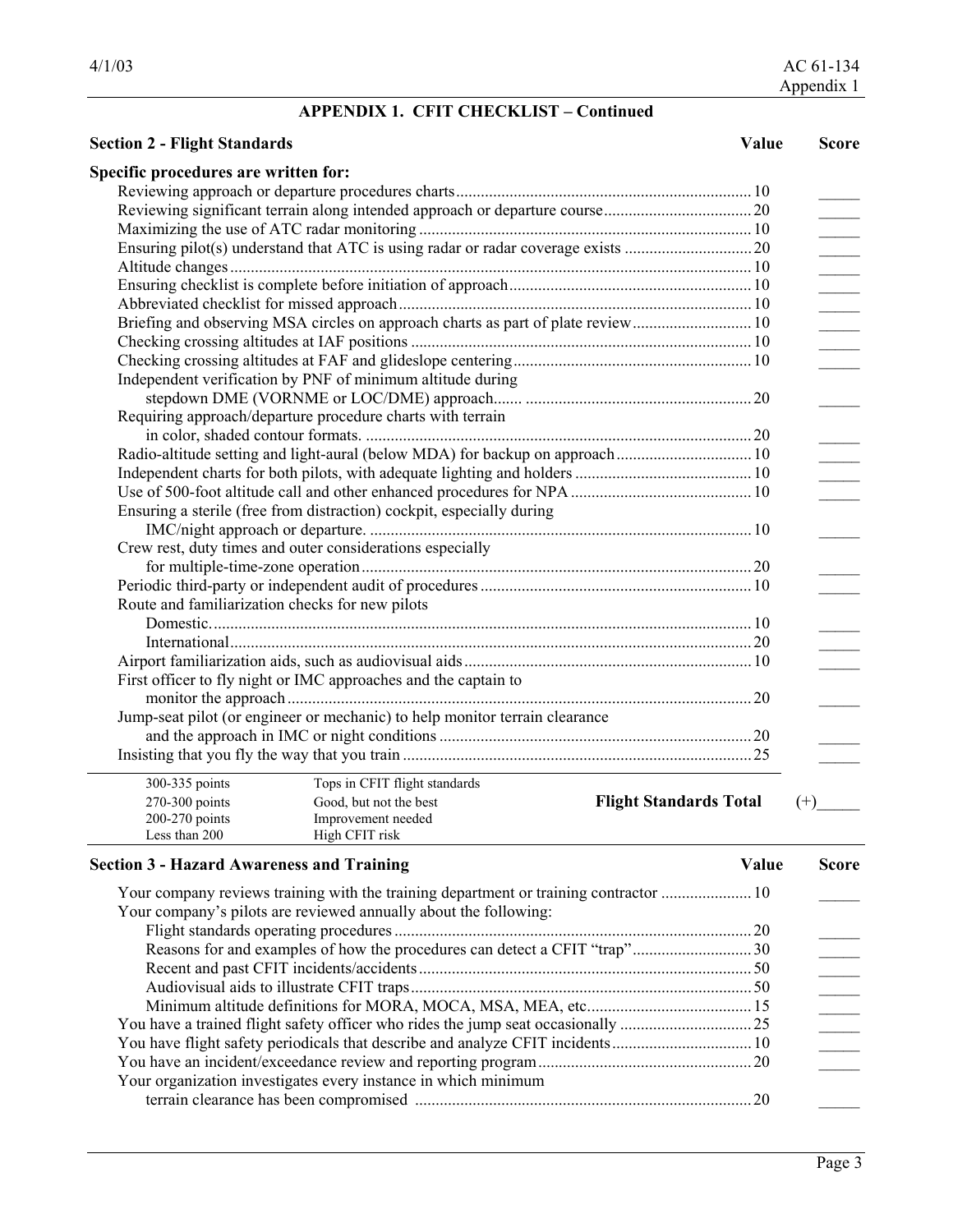## APPENDIX 1. CFIT CHECKLIST – Continued

### Section 2 - Flight Standards

| | Value | Score |
|---|---|---|
| **Specific procedures are written for:** | | |
| Reviewing approach or departure procedures charts | 10 | _____ |
| Reviewing significant terrain along intended approach or departure course | 20 | _____ |
| Maximizing the use of ATC radar monitoring | 10 | _____ |
| Ensuring pilot(s) understand that ATC is using radar or radar coverage exists | 20 | _____ |
| Altitude changes | 10 | _____ |
| Ensuring checklist is complete before initiation of approach | 10 | _____ |
| Abbreviated checklist for missed approach | 10 | _____ |
| Briefing and observing MSA circles on approach charts as part of plate review | 10 | _____ |
| Checking crossing altitudes at IAF positions | 10 | _____ |
| Checking crossing altitudes at FAF and glideslope centering | 10 | _____ |
| Independent verification by PNF of minimum altitude during stepdown DME (VORNME or LOC/DME) approach | 20 | _____ |
| Requiring approach/departure procedure charts with terrain in color, shaded contour formats. | 20 | _____ |
| Radio-altitude setting and light-aural (below MDA) for backup on approach | 10 | _____ |
| Independent charts for both pilots, with adequate lighting and holders | 10 | _____ |
| Use of 500-foot altitude call and other enhanced procedures for NPA | 10 | _____ |
| Ensuring a sterile (free from distraction) cockpit, especially during IMC/night approach or departure. | 10 | _____ |
| Crew rest, duty times and outer considerations especially for multiple-time-zone operation | 20 | _____ |
| Periodic third-party or independent audit of procedures | 10 | _____ |
| Route and familiarization checks for new pilots | | |
| Domestic. | 10 | _____ |
| International | 20 | _____ |
| Airport familiarization aids, such as audiovisual aids | 10 | _____ |
| First officer to fly night or IMC approaches and the captain to monitor the approach | 20 | _____ |
| Jump-seat pilot (or engineer or mechanic) to help monitor terrain clearance and the approach in IMC or night conditions | 20 | _____ |
| Insisting that you fly the way that you train | 25 | _____ |

| Points | Rating |
|---|---|
| 300-335 points | Tops in CFIT flight standards |
| 270-300 points | Good, but not the best |
| 200-270 points | Improvement needed |
| Less than 200 | High CFIT risk |

**Flight Standards Total** (+)_____

### Section 3 - Hazard Awareness and Training

| | Value | Score |
|---|---|---|
| Your company reviews training with the training department or training contractor | 10 | _____ |
| Your company's pilots are reviewed annually about the following: | | |
| Flight standards operating procedures | 20 | _____ |
| Reasons for and examples of how the procedures can detect a CFIT "trap" | 30 | _____ |
| Recent and past CFIT incidents/accidents | 50 | _____ |
| Audiovisual aids to illustrate CFIT traps | 50 | _____ |
| Minimum altitude definitions for MORA, MOCA, MSA, MEA, etc. | 15 | _____ |
| You have a trained flight safety officer who rides the jump seat occasionally | 25 | _____ |
| You have flight safety periodicals that describe and analyze CFIT incidents | 10 | _____ |
| You have an incident/exceedance review and reporting program | 20 | _____ |
| Your organization investigates every instance in which minimum terrain clearance has been compromised | 20 | _____ |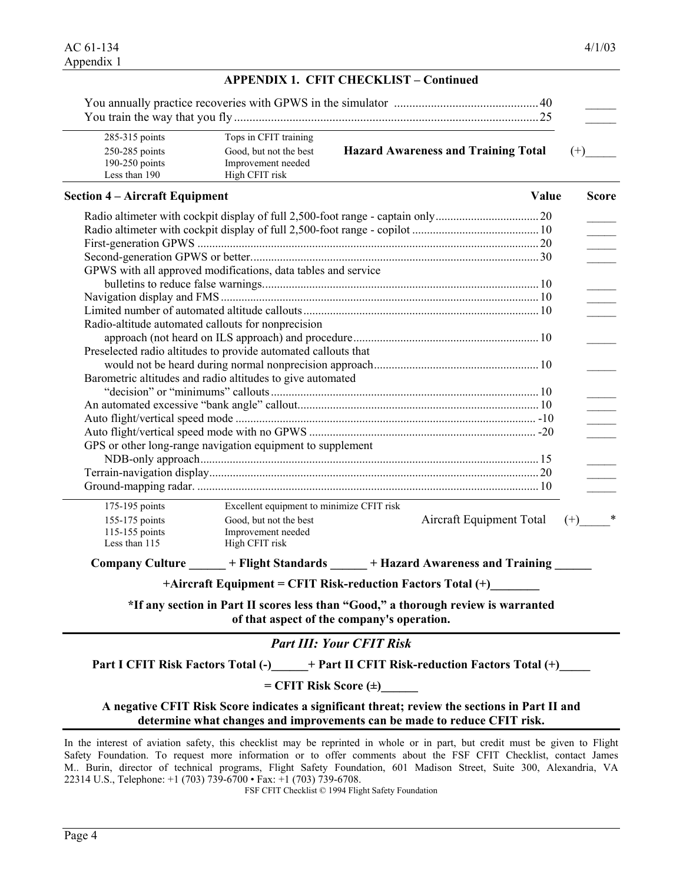## APPENDIX 1. CFIT CHECKLIST – Continued

| | Value | Score |
|---|---|---|
| You annually practice recoveries with GPWS in the simulator | 40 | _____ |
| You train the way that you fly | 25 | _____ |

| | | |
|---|---|---|
| 285-315 points | Tops in CFIT training | |
| 250-285 points | Good, but not the best | **Hazard Awareness and Training Total** (+)_____ |
| 190-250 points | Improvement needed | |
| Less than 190 | High CFIT risk | |

### Section 4 – Aircraft Equipment

| | Value | Score |
|---|---|---|
| Radio altimeter with cockpit display of full 2,500-foot range - captain only | 20 | _____ |
| Radio altimeter with cockpit display of full 2,500-foot range - copilot | 10 | _____ |
| First-generation GPWS | 20 | _____ |
| Second-generation GPWS or better | 30 | _____ |
| GPWS with all approved modifications, data tables and service bulletins to reduce false warnings | 10 | _____ |
| Navigation display and FMS | 10 | _____ |
| Limited number of automated altitude callouts | 10 | _____ |
| Radio-altitude automated callouts for nonprecision approach (not heard on ILS approach) and procedure | 10 | _____ |
| Preselected radio altitudes to provide automated callouts that would not be heard during normal nonprecision approach | 10 | _____ |
| Barometric altitudes and radio altitudes to give automated "decision" or "minimums" callouts | 10 | _____ |
| An automated excessive "bank angle" callout | 10 | _____ |
| Auto flight/vertical speed mode | -10 | _____ |
| Auto flight/vertical speed mode with no GPWS | -20 | _____ |
| GPS or other long-range navigation equipment to supplement NDB-only approach | 15 | _____ |
| Terrain-navigation display | 20 | _____ |
| Ground-mapping radar. | 10 | _____ |

| | | |
|---|---|---|
| 175-195 points | Excellent equipment to minimize CFIT risk | |
| 155-175 points | Good, but not the best | Aircraft Equipment Total (+)_____* |
| 115-155 points | Improvement needed | |
| Less than 115 | High CFIT risk | |

**Company Culture ______ + Flight Standards ______ + Hazard Awareness and Training ______**

**+Aircraft Equipment = CFIT Risk-reduction Factors Total (+)________**

**\*If any section in Part II scores less than "Good," a thorough review is warranted of that aspect of the company's operation.**

## *Part III: Your CFIT Risk*

**Part I CFIT Risk Factors Total (-)______+ Part II CFIT Risk-reduction Factors Total (+)_____**

**= CFIT Risk Score (±)______**

**A negative CFIT Risk Score indicates a significant threat; review the sections in Part II and determine what changes and improvements can be made to reduce CFIT risk.**

In the interest of aviation safety, this checklist may be reprinted in whole or in part, but credit must be given to Flight Safety Foundation. To request more information or to offer comments about the FSF CFIT Checklist, contact James M.. Burin, director of technical programs, Flight Safety Foundation, 601 Madison Street, Suite 300, Alexandria, VA 22314 U.S., Telephone: +1 (703) 739-6700 • Fax: +1 (703) 739-6708.

FSF CFIT Checklist © 1994 Flight Safety Foundation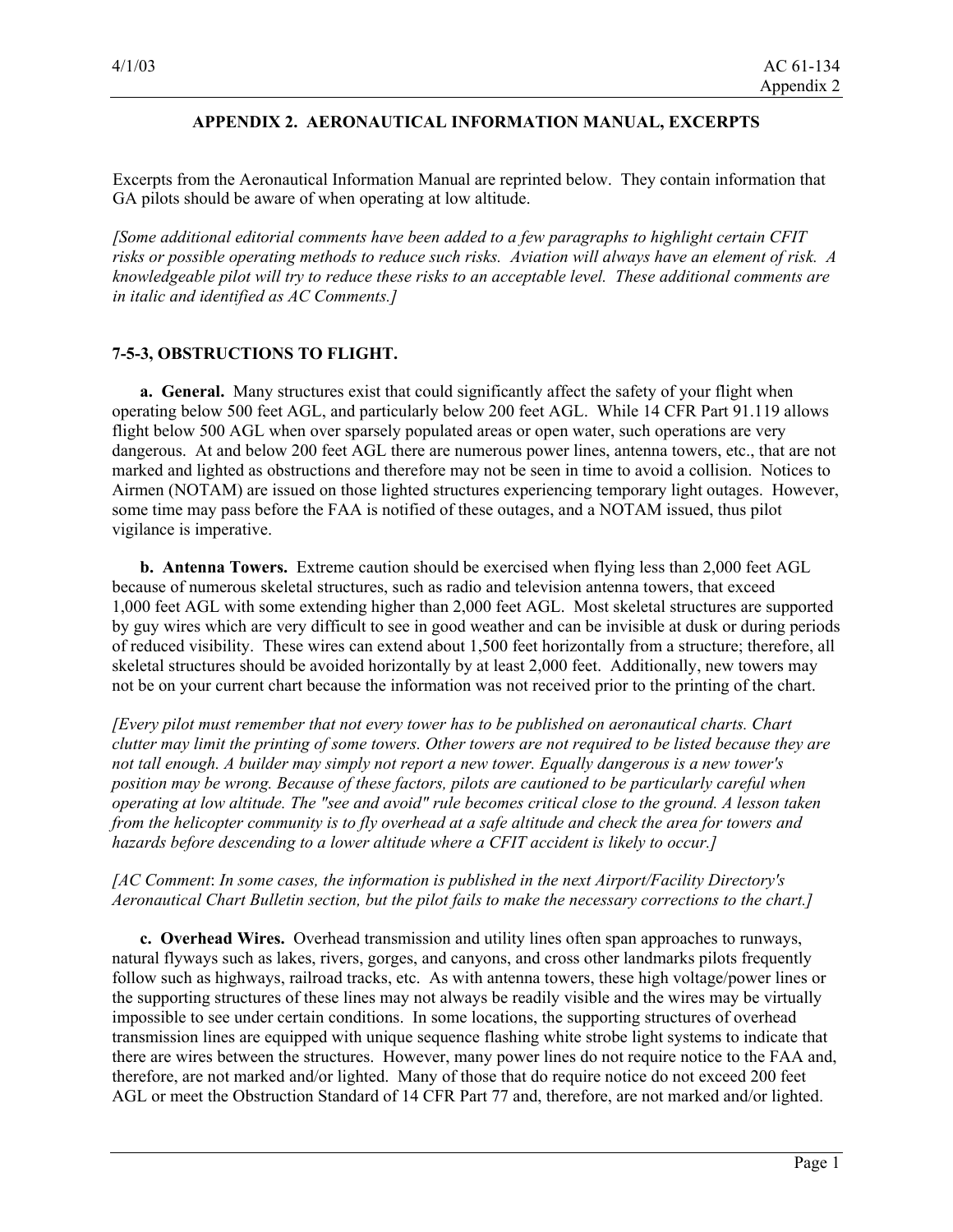## APPENDIX 2. AERONAUTICAL INFORMATION MANUAL, EXCERPTS

Excerpts from the Aeronautical Information Manual are reprinted below. They contain information that GA pilots should be aware of when operating at low altitude.

*[Some additional editorial comments have been added to a few paragraphs to highlight certain CFIT risks or possible operating methods to reduce such risks. Aviation will always have an element of risk. A knowledgeable pilot will try to reduce these risks to an acceptable level. These additional comments are in italic and identified as AC Comments.]*

### 7-5-3, OBSTRUCTIONS TO FLIGHT.

**a. General.** Many structures exist that could significantly affect the safety of your flight when operating below 500 feet AGL, and particularly below 200 feet AGL. While 14 CFR Part 91.119 allows flight below 500 AGL when over sparsely populated areas or open water, such operations are very dangerous. At and below 200 feet AGL there are numerous power lines, antenna towers, etc., that are not marked and lighted as obstructions and therefore may not be seen in time to avoid a collision. Notices to Airmen (NOTAM) are issued on those lighted structures experiencing temporary light outages. However, some time may pass before the FAA is notified of these outages, and a NOTAM issued, thus pilot vigilance is imperative.

**b. Antenna Towers.** Extreme caution should be exercised when flying less than 2,000 feet AGL because of numerous skeletal structures, such as radio and television antenna towers, that exceed 1,000 feet AGL with some extending higher than 2,000 feet AGL. Most skeletal structures are supported by guy wires which are very difficult to see in good weather and can be invisible at dusk or during periods of reduced visibility. These wires can extend about 1,500 feet horizontally from a structure; therefore, all skeletal structures should be avoided horizontally by at least 2,000 feet. Additionally, new towers may not be on your current chart because the information was not received prior to the printing of the chart.

*[Every pilot must remember that not every tower has to be published on aeronautical charts. Chart clutter may limit the printing of some towers. Other towers are not required to be listed because they are not tall enough. A builder may simply not report a new tower. Equally dangerous is a new tower's position may be wrong. Because of these factors, pilots are cautioned to be particularly careful when operating at low altitude. The "see and avoid" rule becomes critical close to the ground. A lesson taken from the helicopter community is to fly overhead at a safe altitude and check the area for towers and hazards before descending to a lower altitude where a CFIT accident is likely to occur.]*

*[AC Comment: In some cases, the information is published in the next Airport/Facility Directory's Aeronautical Chart Bulletin section, but the pilot fails to make the necessary corrections to the chart.]*

**c. Overhead Wires.** Overhead transmission and utility lines often span approaches to runways, natural flyways such as lakes, rivers, gorges, and canyons, and cross other landmarks pilots frequently follow such as highways, railroad tracks, etc. As with antenna towers, these high voltage/power lines or the supporting structures of these lines may not always be readily visible and the wires may be virtually impossible to see under certain conditions. In some locations, the supporting structures of overhead transmission lines are equipped with unique sequence flashing white strobe light systems to indicate that there are wires between the structures. However, many power lines do not require notice to the FAA and, therefore, are not marked and/or lighted. Many of those that do require notice do not exceed 200 feet AGL or meet the Obstruction Standard of 14 CFR Part 77 and, therefore, are not marked and/or lighted.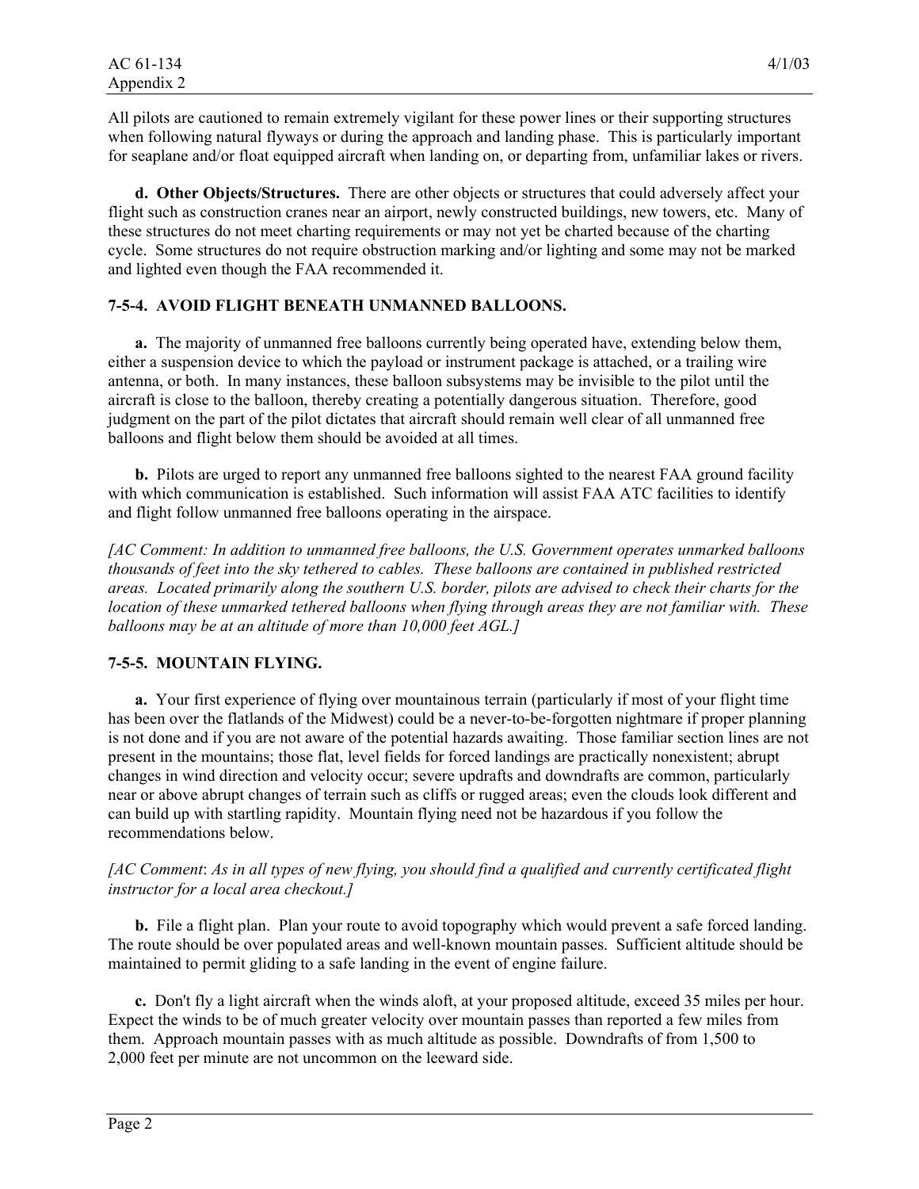All pilots are cautioned to remain extremely vigilant for these power lines or their supporting structures when following natural flyways or during the approach and landing phase. This is particularly important for seaplane and/or float equipped aircraft when landing on, or departing from, unfamiliar lakes or rivers.

**d. Other Objects/Structures.** There are other objects or structures that could adversely affect your flight such as construction cranes near an airport, newly constructed buildings, new towers, etc. Many of these structures do not meet charting requirements or may not yet be charted because of the charting cycle. Some structures do not require obstruction marking and/or lighting and some may not be marked and lighted even though the FAA recommended it.

**7-5-4. AVOID FLIGHT BENEATH UNMANNED BALLOONS.**

**a.** The majority of unmanned free balloons currently being operated have, extending below them, either a suspension device to which the payload or instrument package is attached, or a trailing wire antenna, or both. In many instances, these balloon subsystems may be invisible to the pilot until the aircraft is close to the balloon, thereby creating a potentially dangerous situation. Therefore, good judgment on the part of the pilot dictates that aircraft should remain well clear of all unmanned free balloons and flight below them should be avoided at all times.

**b.** Pilots are urged to report any unmanned free balloons sighted to the nearest FAA ground facility with which communication is established. Such information will assist FAA ATC facilities to identify and flight follow unmanned free balloons operating in the airspace.

*[AC Comment: In addition to unmanned free balloons, the U.S. Government operates unmarked balloons thousands of feet into the sky tethered to cables. These balloons are contained in published restricted areas. Located primarily along the southern U.S. border, pilots are advised to check their charts for the location of these unmarked tethered balloons when flying through areas they are not familiar with. These balloons may be at an altitude of more than 10,000 feet AGL.]*

**7-5-5. MOUNTAIN FLYING.**

**a.** Your first experience of flying over mountainous terrain (particularly if most of your flight time has been over the flatlands of the Midwest) could be a never-to-be-forgotten nightmare if proper planning is not done and if you are not aware of the potential hazards awaiting. Those familiar section lines are not present in the mountains; those flat, level fields for forced landings are practically nonexistent; abrupt changes in wind direction and velocity occur; severe updrafts and downdrafts are common, particularly near or above abrupt changes of terrain such as cliffs or rugged areas; even the clouds look different and can build up with startling rapidity. Mountain flying need not be hazardous if you follow the recommendations below.

*[AC Comment: As in all types of new flying, you should find a qualified and currently certificated flight instructor for a local area checkout.]*

**b.** File a flight plan. Plan your route to avoid topography which would prevent a safe forced landing. The route should be over populated areas and well-known mountain passes. Sufficient altitude should be maintained to permit gliding to a safe landing in the event of engine failure.

**c.** Don't fly a light aircraft when the winds aloft, at your proposed altitude, exceed 35 miles per hour. Expect the winds to be of much greater velocity over mountain passes than reported a few miles from them. Approach mountain passes with as much altitude as possible. Downdrafts of from 1,500 to 2,000 feet per minute are not uncommon on the leeward side.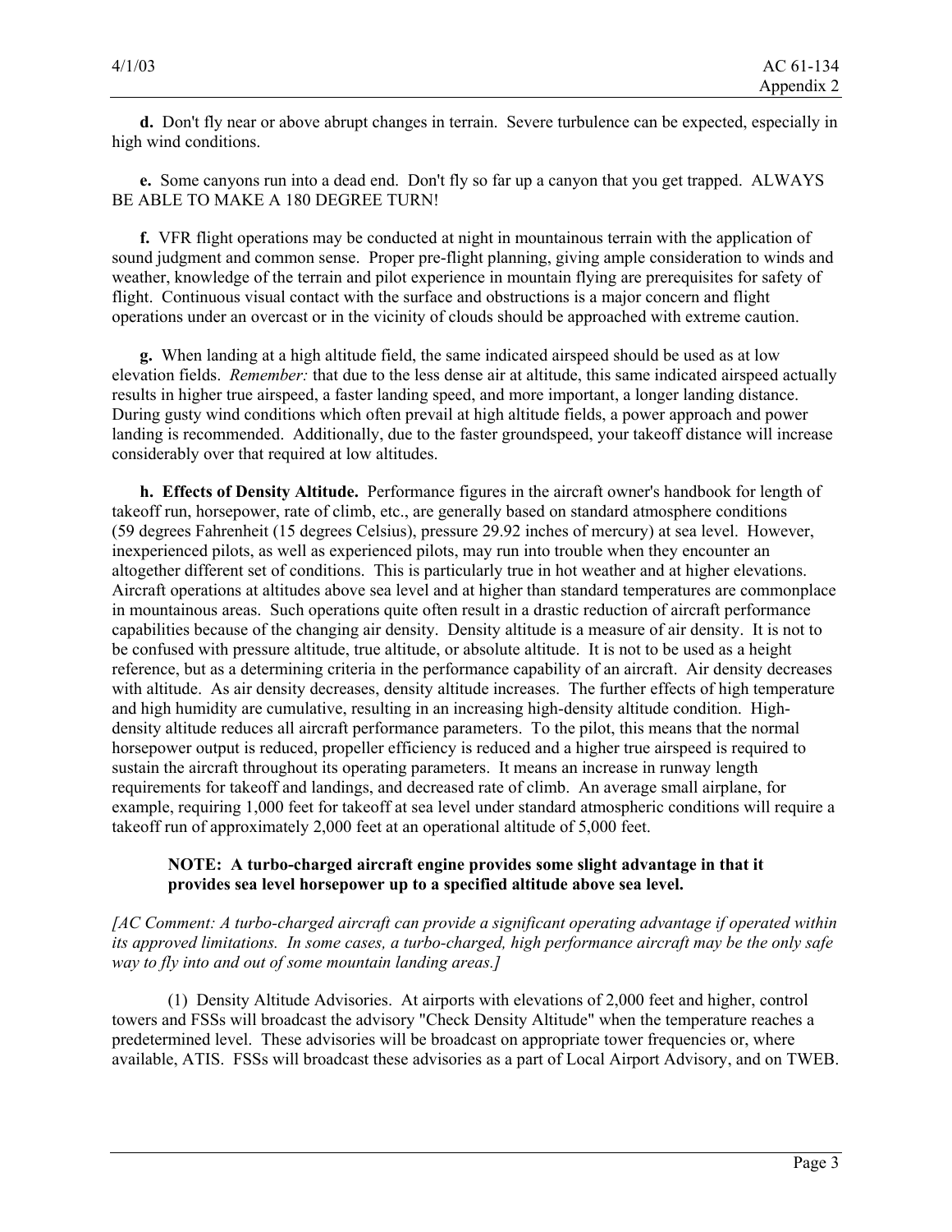**d.** Don't fly near or above abrupt changes in terrain. Severe turbulence can be expected, especially in high wind conditions.

**e.** Some canyons run into a dead end. Don't fly so far up a canyon that you get trapped. ALWAYS BE ABLE TO MAKE A 180 DEGREE TURN!

**f.** VFR flight operations may be conducted at night in mountainous terrain with the application of sound judgment and common sense. Proper pre-flight planning, giving ample consideration to winds and weather, knowledge of the terrain and pilot experience in mountain flying are prerequisites for safety of flight. Continuous visual contact with the surface and obstructions is a major concern and flight operations under an overcast or in the vicinity of clouds should be approached with extreme caution.

**g.** When landing at a high altitude field, the same indicated airspeed should be used as at low elevation fields. *Remember:* that due to the less dense air at altitude, this same indicated airspeed actually results in higher true airspeed, a faster landing speed, and more important, a longer landing distance. During gusty wind conditions which often prevail at high altitude fields, a power approach and power landing is recommended. Additionally, due to the faster groundspeed, your takeoff distance will increase considerably over that required at low altitudes.

**h. Effects of Density Altitude.** Performance figures in the aircraft owner's handbook for length of takeoff run, horsepower, rate of climb, etc., are generally based on standard atmosphere conditions (59 degrees Fahrenheit (15 degrees Celsius), pressure 29.92 inches of mercury) at sea level. However, inexperienced pilots, as well as experienced pilots, may run into trouble when they encounter an altogether different set of conditions. This is particularly true in hot weather and at higher elevations. Aircraft operations at altitudes above sea level and at higher than standard temperatures are commonplace in mountainous areas. Such operations quite often result in a drastic reduction of aircraft performance capabilities because of the changing air density. Density altitude is a measure of air density. It is not to be confused with pressure altitude, true altitude, or absolute altitude. It is not to be used as a height reference, but as a determining criteria in the performance capability of an aircraft. Air density decreases with altitude. As air density decreases, density altitude increases. The further effects of high temperature and high humidity are cumulative, resulting in an increasing high-density altitude condition. High-density altitude reduces all aircraft performance parameters. To the pilot, this means that the normal horsepower output is reduced, propeller efficiency is reduced and a higher true airspeed is required to sustain the aircraft throughout its operating parameters. It means an increase in runway length requirements for takeoff and landings, and decreased rate of climb. An average small airplane, for example, requiring 1,000 feet for takeoff at sea level under standard atmospheric conditions will require a takeoff run of approximately 2,000 feet at an operational altitude of 5,000 feet.

**NOTE: A turbo-charged aircraft engine provides some slight advantage in that it provides sea level horsepower up to a specified altitude above sea level.**

*[AC Comment: A turbo-charged aircraft can provide a significant operating advantage if operated within its approved limitations. In some cases, a turbo-charged, high performance aircraft may be the only safe way to fly into and out of some mountain landing areas.]*

(1) Density Altitude Advisories. At airports with elevations of 2,000 feet and higher, control towers and FSSs will broadcast the advisory "Check Density Altitude" when the temperature reaches a predetermined level. These advisories will be broadcast on appropriate tower frequencies or, where available, ATIS. FSSs will broadcast these advisories as a part of Local Airport Advisory, and on TWEB.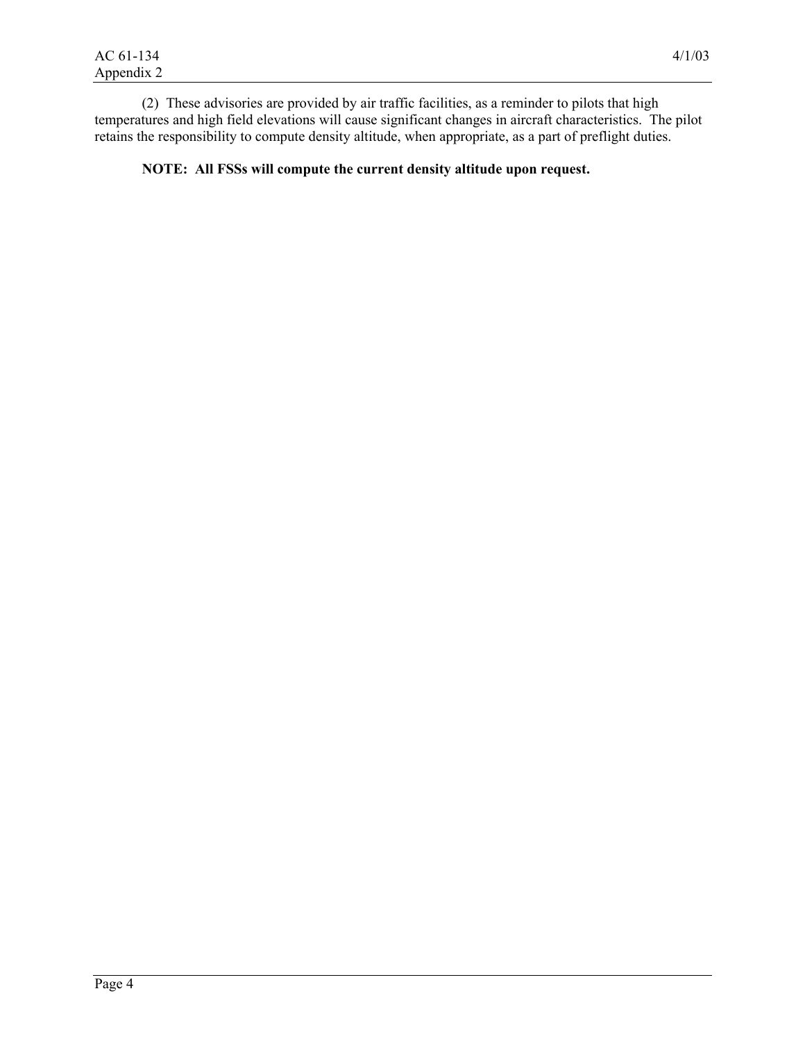(2) These advisories are provided by air traffic facilities, as a reminder to pilots that high temperatures and high field elevations will cause significant changes in aircraft characteristics. The pilot retains the responsibility to compute density altitude, when appropriate, as a part of preflight duties.

**NOTE: All FSSs will compute the current density altitude upon request.**